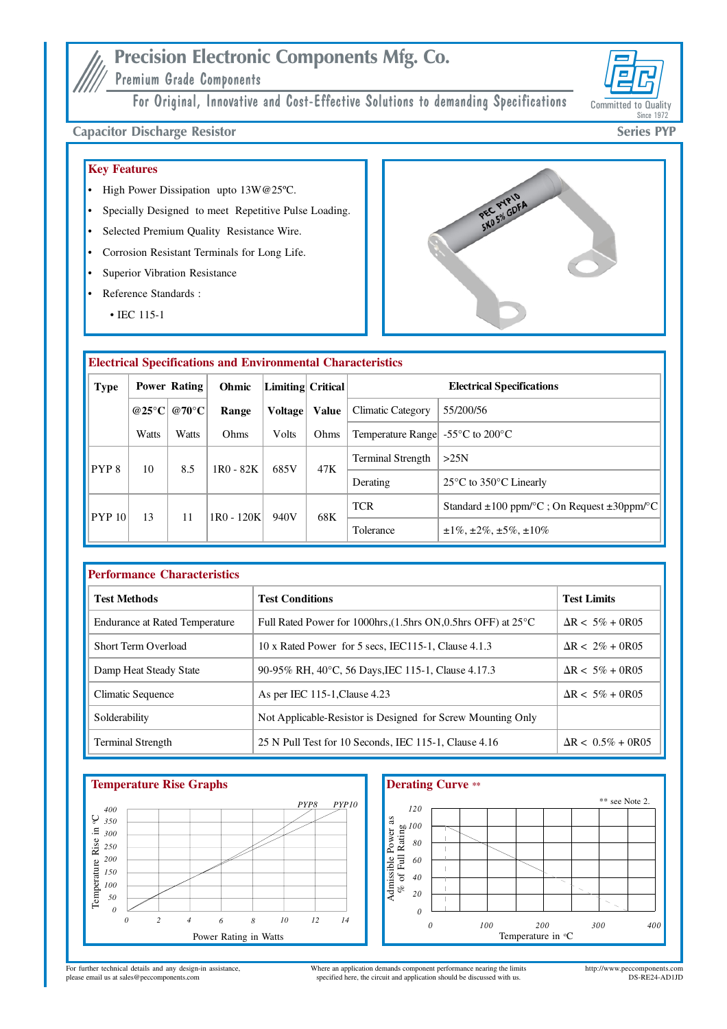# Precision Electronic Components Mfg. Co.

Premium Grade Components

For Original, Innovative and Cost-Effective Solutions to demanding Specifications

Committed to Quality Since 1972

## Capacitor Discharge Resistor

**Series PYP**

### Key Features

- High Power Dissipation upto 13W@25ºC.
- Specially Designed to meet Repetitive Pulse Loading.
- Selected Premium Quality Resistance Wire.
- Corrosion Resistant Terminals for Long Life.
- Superior Vibration Resistance
- Reference Standards :
  - IEC 115-1

### Electrical Specifications and Environmental Characteristics

| Type | Power Rating | | Ohmic | Limiting | Critical |
|---|---|---|---|---|---|
| | @25°C | @70°C | Range | Voltage | Value |
| | Watts | Watts | Ohms | Volts | Ohms |
| PYP 8 | 10 | 8.5 | 1R0 - 82K | 685V | 47K |
| PYP 10 | 13 | 11 | 1R0 - 120K | 940V | 68K |

| Electrical Specifications | |
|---|---|
| Climatic Category | 55/200/56 |
| Temperature Range | -55°C to 200°C |
| Terminal Strength | >25N |
| Derating | 25°C to 350°C Linearly |
| TCR | Standard ±100 ppm/°C ; On Request ±30ppm/°C |
| Tolerance | ±1%, ±2%, ±5%, ±10% |

### Performance Characteristics

| Test Methods | Test Conditions | Test Limits |
|---|---|---|
| Endurance at Rated Temperature | Full Rated Power for 1000hrs,(1.5hrs ON,0.5hrs OFF) at 25°C | ΔR < 5% + 0R05 |
| Short Term Overload | 10 x Rated Power for 5 secs, IEC115-1, Clause 4.1.3 | ΔR < 2% + 0R05 |
| Damp Heat Steady State | 90-95% RH, 40°C, 56 Days,IEC 115-1, Clause 4.17.3 | ΔR < 5% + 0R05 |
| Climatic Sequence | As per IEC 115-1,Clause 4.23 | ΔR < 5% + 0R05 |
| Solderability | Not Applicable-Resistor is Designed for Screw Mounting Only | |
| Terminal Strength | 25 N Pull Test for 10 Seconds, IEC 115-1, Clause 4.16 | ΔR < 0.5% + 0R05 |

### Temperature Rise Graphs

Temperature Rise in °C vs. Power Rating in Watts (PYP8, PYP10)

### Derating Curve **

Admissible Power as % of Full Rating vs. Temperature in °C

** see Note 2.

For further technical details and any design-in assistance, please email us at sales@peccomponents.com

Where an application demands component performance nearing the limits specified here, the circuit and application should be discussed with us.

http://www.peccomponents.com
DS-RE24-AD1JD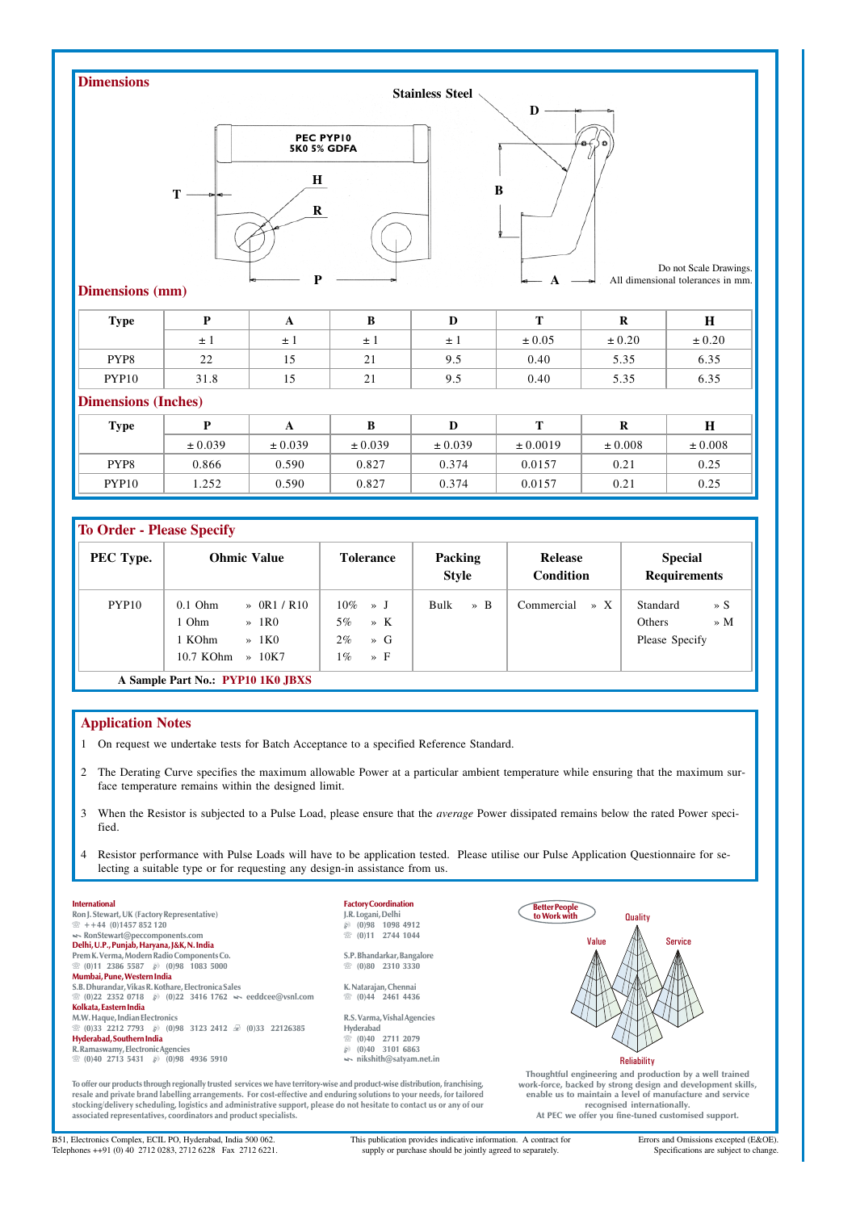## Dimensions

Stainless Steel

PEC PYP10
5K0 5% GDFA

T H R P D B A

Do not Scale Drawings.
All dimensional tolerances in mm.

### Dimensions (mm)

| Type | P | A | B | D | T | R | H |
|---|---|---|---|---|---|---|---|
| | ± 1 | ± 1 | ± 1 | ± 1 | ± 0.05 | ± 0.20 | ± 0.20 |
| PYP8 | 22 | 15 | 21 | 9.5 | 0.40 | 5.35 | 6.35 |
| PYP10 | 31.8 | 15 | 21 | 9.5 | 0.40 | 5.35 | 6.35 |

### Dimensions (Inches)

| Type | P | A | B | D | T | R | H |
|---|---|---|---|---|---|---|---|
| | ± 0.039 | ± 0.039 | ± 0.039 | ± 0.039 | ± 0.0019 | ± 0.008 | ± 0.008 |
| PYP8 | 0.866 | 0.590 | 0.827 | 0.374 | 0.0157 | 0.21 | 0.25 |
| PYP10 | 1.252 | 0.590 | 0.827 | 0.374 | 0.0157 | 0.21 | 0.25 |

## To Order - Please Specify

| PEC Type. | Ohmic Value | Tolerance | Packing Style | Release Condition | Special Requirements |
|---|---|---|---|---|---|
| PYP10 | 0.1 Ohm » 0R1 / R10<br>1 Ohm » 1R0<br>1 KOhm » 1K0<br>10.7 KOhm » 10K7 | 10% » J<br>5% » K<br>2% » G<br>1% » F | Bulk » B | Commercial » X | Standard » S<br>Others » M<br>Please Specify |

**A Sample Part No.: PYP10 1K0 JBXS**

## Application Notes

1. On request we undertake tests for Batch Acceptance to a specified Reference Standard.
2. The Derating Curve specifies the maximum allowable Power at a particular ambient temperature while ensuring that the maximum surface temperature remains within the designed limit.
3. When the Resistor is subjected to a Pulse Load, please ensure that the *average* Power dissipated remains below the rated Power specified.
4. Resistor performance with Pulse Loads will have to be application tested. Please utilise our Pulse Application Questionnaire for selecting a suitable type or for requesting any design-in assistance from us.

**International**
Ron J. Stewart, UK (Factory Representative)
++44 (0)1457 852 120
RonStewart@peccomponents.com

**Delhi, U.P., Punjab, Haryana, J&K, N. India**
Prem K. Verma, Modern Radio Components Co.
(0)11 2386 5587 (0)98 1083 5000

**Mumbai, Pune, Western India**
S.B. Dhurandar, Vikas R. Kothare, Electronica Sales
(0)22 2352 0718 (0)22 3416 1762 eeddcee@vsnl.com

**Kolkata, Eastern India**
M.W. Haque, Indian Electronics
(0)33 2212 7793 (0)98 3123 2412 (0)33 22126385

**Hyderabad, Southern India**
R. Ramaswamy, Electronic Agencies
(0)40 2713 5431 (0)98 4936 5910

**Factory Coordination**
J.R. Logani, Delhi
(0)98 1098 4912
(0)11 2744 1044

S.P. Bhandarkar, Bangalore
(0)80 2310 3330

K. Natarajan, Chennai
(0)44 2461 4436

R.S. Varma, Vishal Agencies
Hyderabad
(0)40 2711 2079
(0)40 3101 6863
nikshith@satyam.net.in

Better People to Work with

Quality
Value
Service
Reliability

Thoughtful engineering and production by a well trained work-force, backed by strong design and development skills, enable us to maintain a level of manufacture and service recognised internationally.
At PEC we offer you fine-tuned customised support.

To offer our products through regionally trusted services we have territory-wise and product-wise distribution, franchising, resale and private brand labelling arrangements. For cost-effective and enduring solutions to your needs, for tailored stocking/delivery scheduling, logistics and administrative support, please do not hesitate to contact us or any of our associated representatives, coordinators and product specialists.

B51, Electronics Complex, ECIL PO, Hyderabad, India 500 062.
Telephones ++91 (0) 40 2712 0283, 2712 6228 Fax 2712 6221.

This publication provides indicative information. A contract for supply or purchase should be jointly agreed to separately.

Errors and Omissions excepted (E&OE).
Specifications are subject to change.